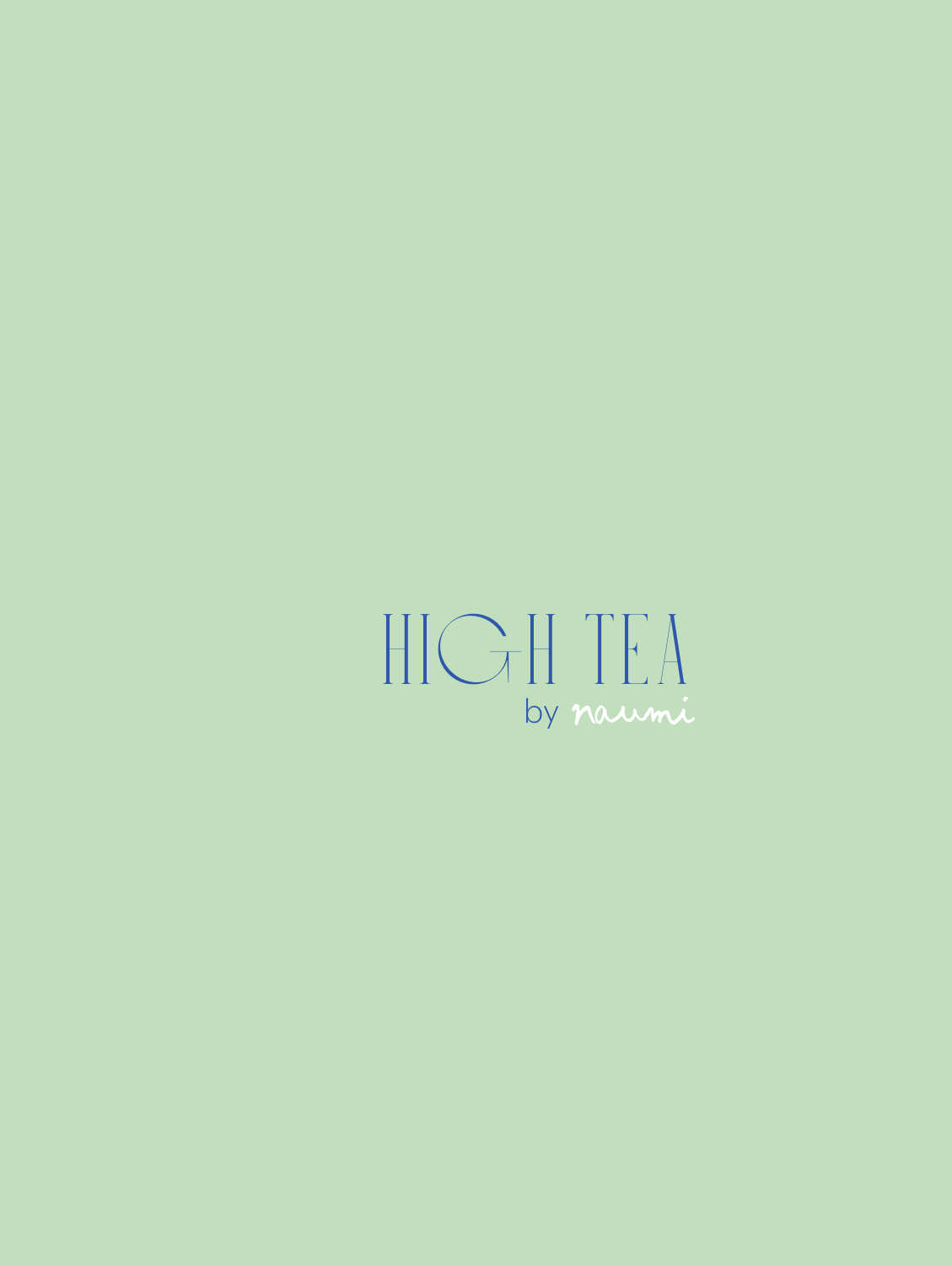# HIGH TEA

by naumi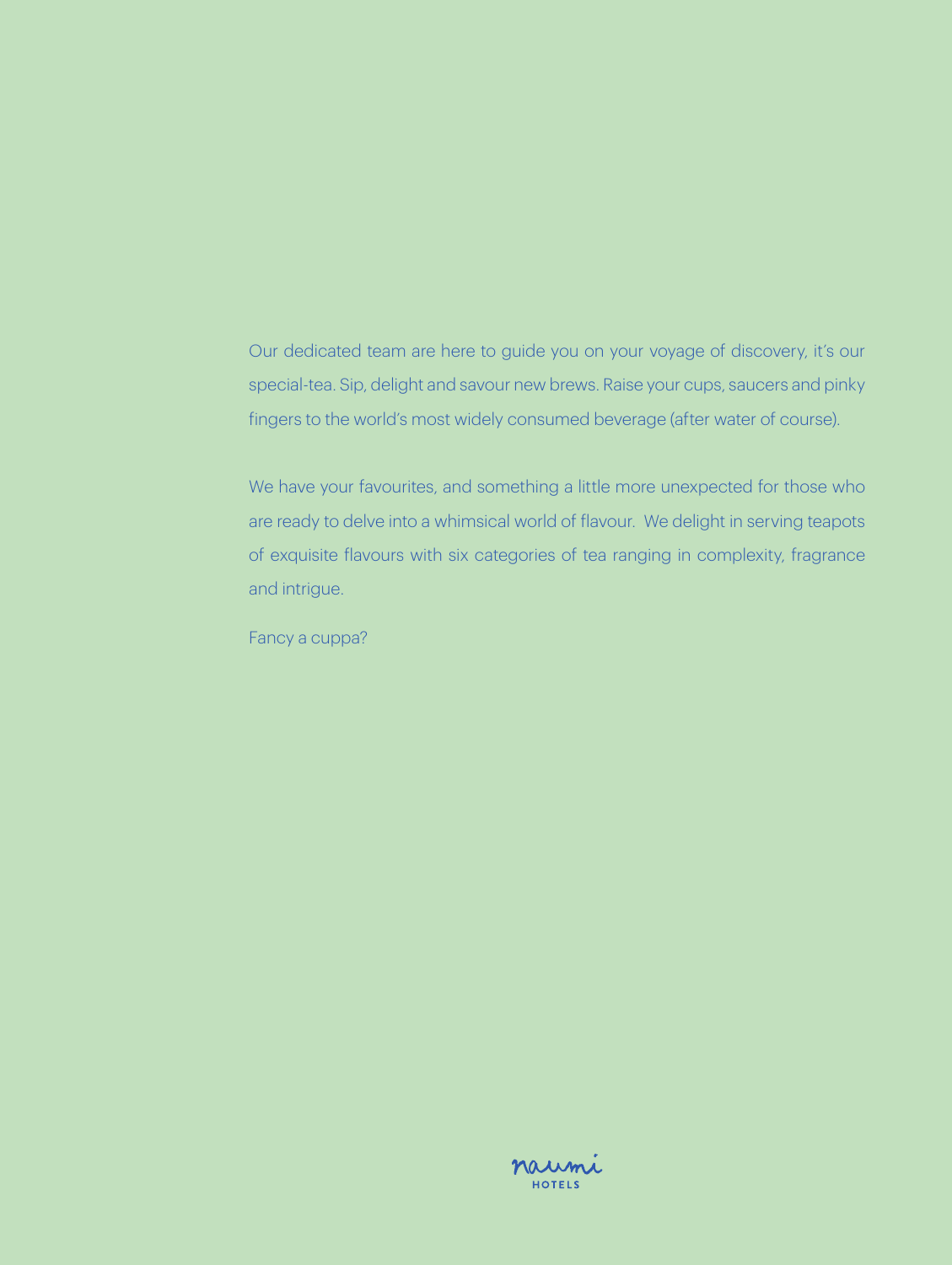Our dedicated team are here to guide you on your voyage of discovery, it's our special-tea. Sip, delight and savour new brews. Raise your cups, saucers and pinky fingers to the world's most widely consumed beverage (after water of course).

We have your favourites, and something a little more unexpected for those who are ready to delve into a whimsical world of flavour. We delight in serving teapots of exquisite flavours with six categories of tea ranging in complexity, fragrance and intrigue.

Fancy a cuppa?

naumi
HOTELS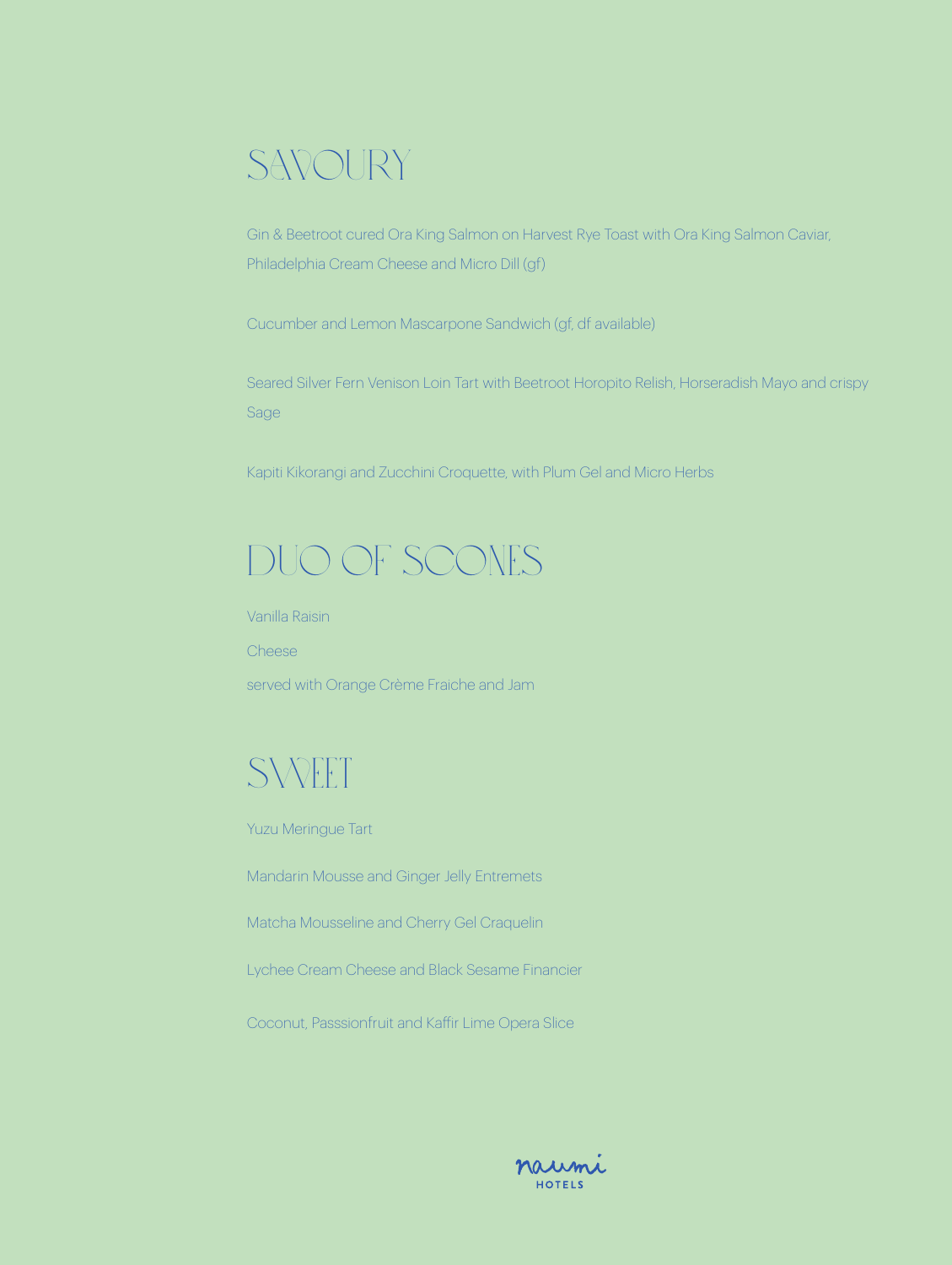# SAVOURY

Gin & Beetroot cured Ora King Salmon on Harvest Rye Toast with Ora King Salmon Caviar, Philadelphia Cream Cheese and Micro Dill (gf)

Cucumber and Lemon Mascarpone Sandwich (gf, df available)

Seared Silver Fern Venison Loin Tart with Beetroot Horopito Relish, Horseradish Mayo and crispy Sage

Kapiti Kikorangi and Zucchini Croquette, with Plum Gel and Micro Herbs

# DUO OF SCONES

Vanilla Raisin

Cheese

served with Orange Crème Fraiche and Jam

# SWEET

Yuzu Meringue Tart

Mandarin Mousse and Ginger Jelly Entremets

Matcha Mousseline and Cherry Gel Craquelin

Lychee Cream Cheese and Black Sesame Financier

Coconut, Passsionfruit and Kaffir Lime Opera Slice

naumi HOTELS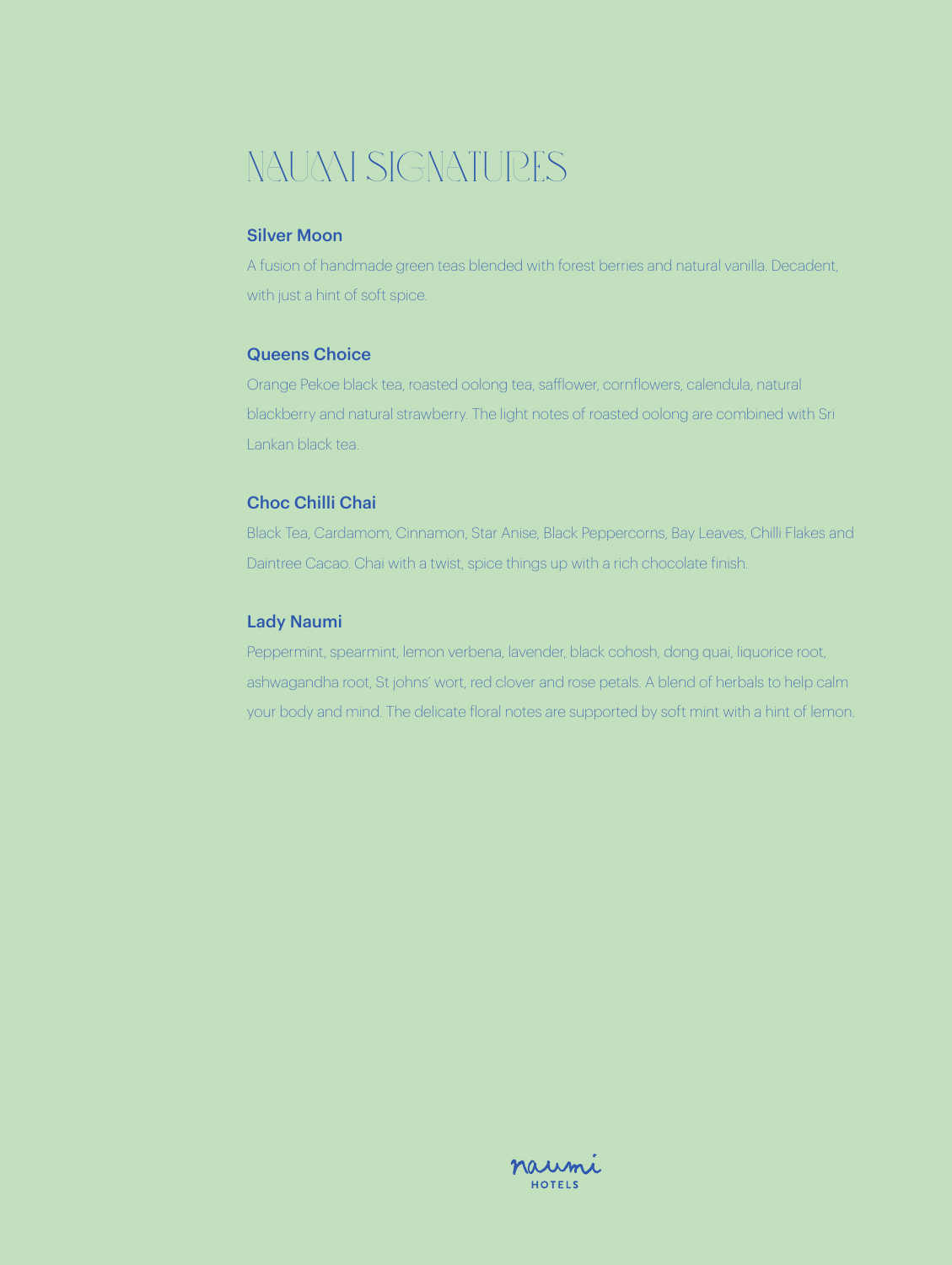# NAUMI SIGNATURES

### Silver Moon

A fusion of handmade green teas blended with forest berries and natural vanilla. Decadent, with just a hint of soft spice.

### Queens Choice

Orange Pekoe black tea, roasted oolong tea, safflower, cornflowers, calendula, natural blackberry and natural strawberry. The light notes of roasted oolong are combined with Sri Lankan black tea.

### Choc Chilli Chai

Black Tea, Cardamom, Cinnamon, Star Anise, Black Peppercorns, Bay Leaves, Chilli Flakes and Daintree Cacao. Chai with a twist, spice things up with a rich chocolate finish.

### Lady Naumi

Peppermint, spearmint, lemon verbena, lavender, black cohosh, dong quai, liquorice root, ashwagandha root, St johns' wort, red clover and rose petals. A blend of herbals to help calm your body and mind. The delicate floral notes are supported by soft mint with a hint of lemon.

naumi HOTELS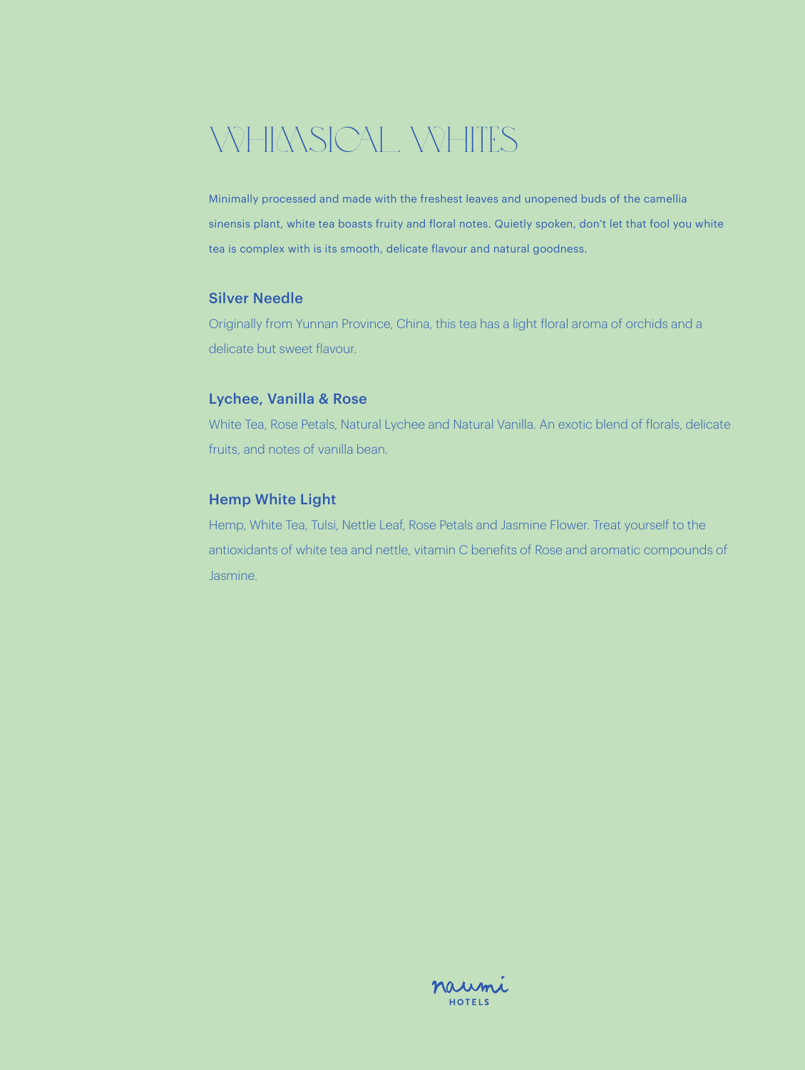# WHIMSICAL WHITES

Minimally processed and made with the freshest leaves and unopened buds of the camellia sinensis plant, white tea boasts fruity and floral notes. Quietly spoken, don't let that fool you white tea is complex with is its smooth, delicate flavour and natural goodness.

## Silver Needle

Originally from Yunnan Province, China, this tea has a light floral aroma of orchids and a delicate but sweet flavour.

## Lychee, Vanilla & Rose

White Tea, Rose Petals, Natural Lychee and Natural Vanilla. An exotic blend of florals, delicate fruits, and notes of vanilla bean.

## Hemp White Light

Hemp, White Tea, Tulsi, Nettle Leaf, Rose Petals and Jasmine Flower. Treat yourself to the antioxidants of white tea and nettle, vitamin C benefits of Rose and aromatic compounds of Jasmine.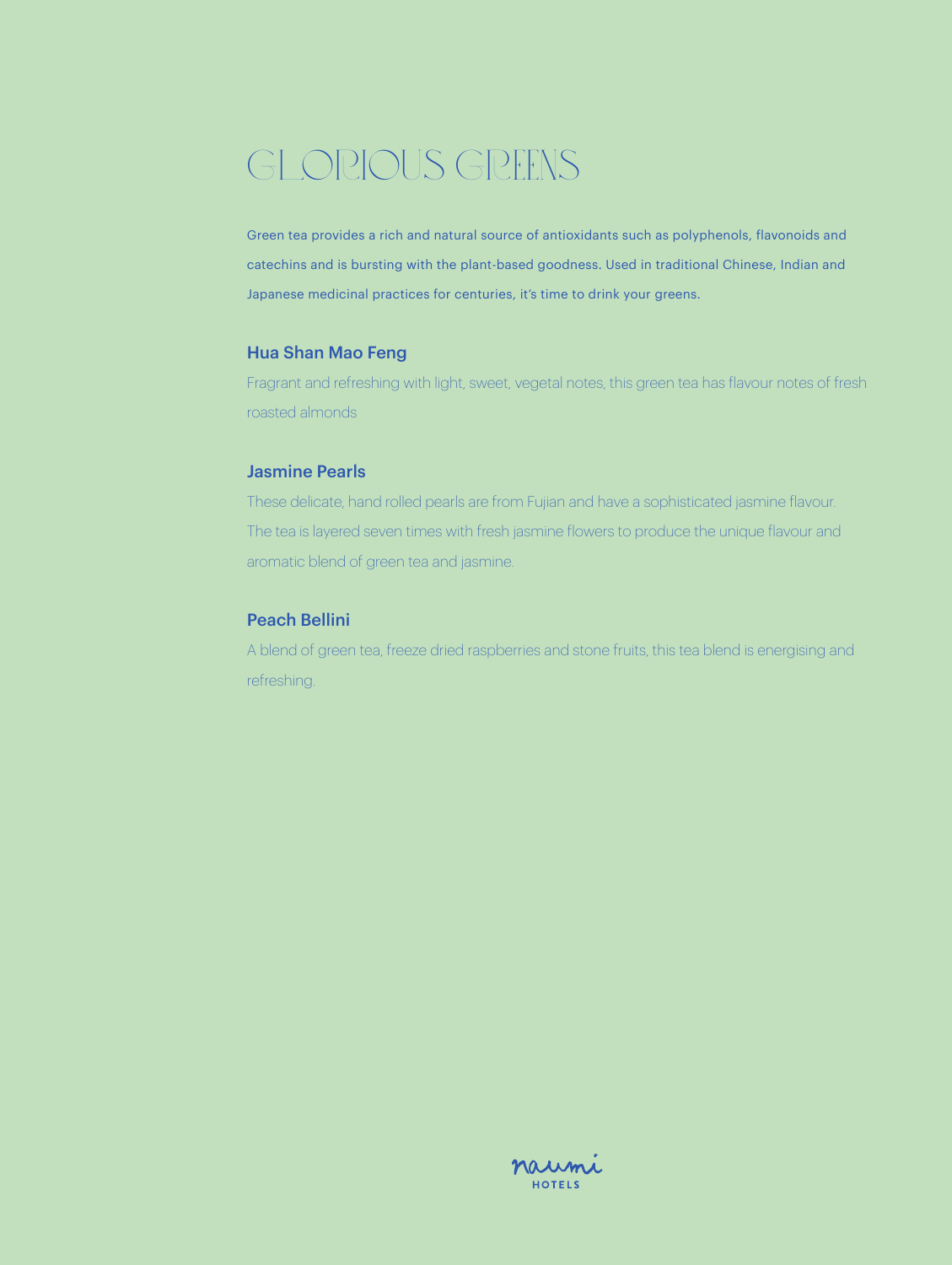# GLORIOUS GREENS

Green tea provides a rich and natural source of antioxidants such as polyphenols, flavonoids and catechins and is bursting with the plant-based goodness. Used in traditional Chinese, Indian and Japanese medicinal practices for centuries, it's time to drink your greens.

### Hua Shan Mao Feng

Fragrant and refreshing with light, sweet, vegetal notes, this green tea has flavour notes of fresh roasted almonds

### Jasmine Pearls

These delicate, hand rolled pearls are from Fujian and have a sophisticated jasmine flavour. The tea is layered seven times with fresh jasmine flowers to produce the unique flavour and aromatic blend of green tea and jasmine.

### Peach Bellini

A blend of green tea, freeze dried raspberries and stone fruits, this tea blend is energising and refreshing.

naumi HOTELS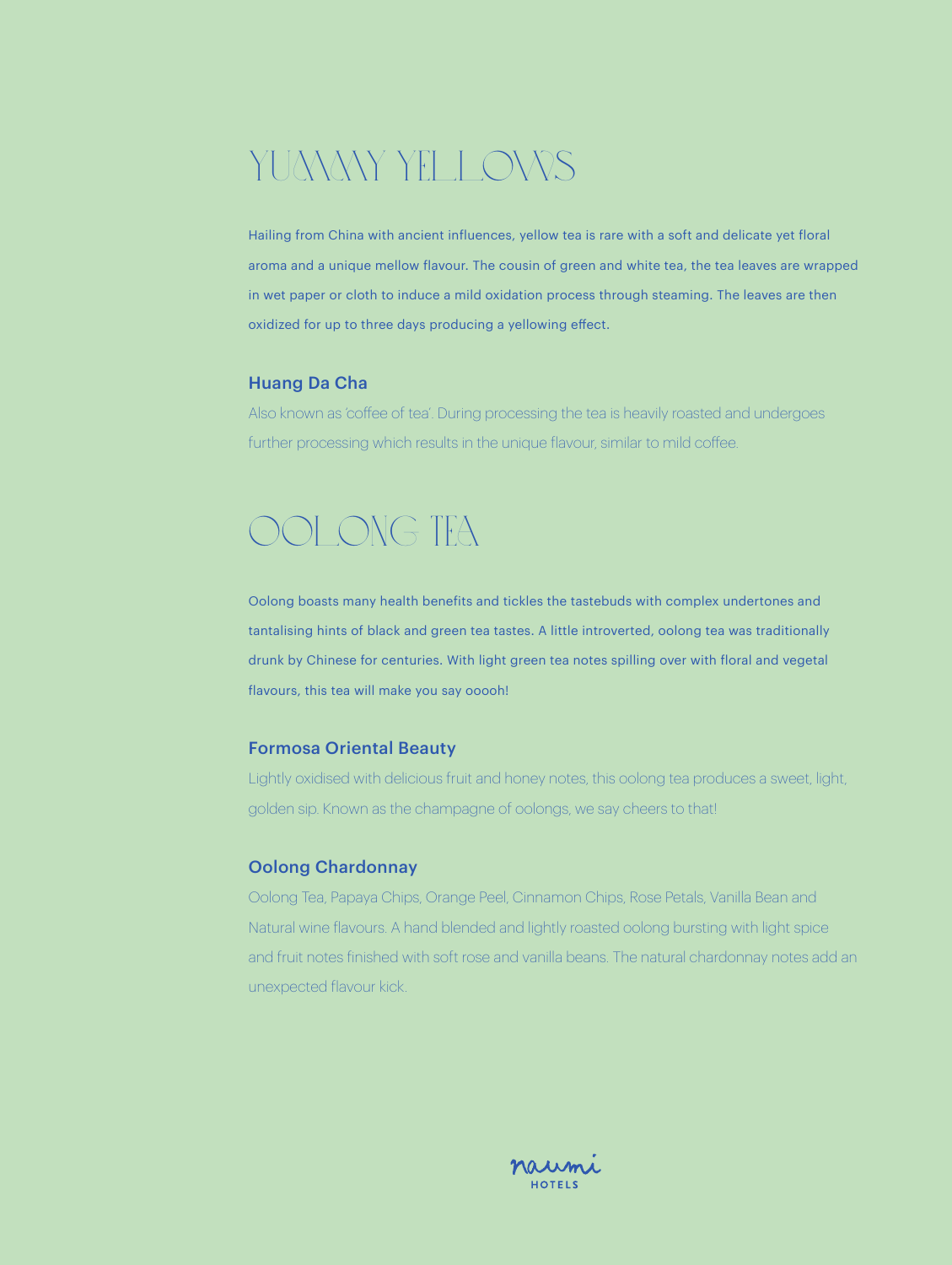# YUMMY YELLOWS

Hailing from China with ancient influences, yellow tea is rare with a soft and delicate yet floral aroma and a unique mellow flavour. The cousin of green and white tea, the tea leaves are wrapped in wet paper or cloth to induce a mild oxidation process through steaming. The leaves are then oxidized for up to three days producing a yellowing effect.

## Huang Da Cha

Also known as 'coffee of tea'. During processing the tea is heavily roasted and undergoes further processing which results in the unique flavour, similar to mild coffee.

# OOLONG TEA

Oolong boasts many health benefits and tickles the tastebuds with complex undertones and tantalising hints of black and green tea tastes. A little introverted, oolong tea was traditionally drunk by Chinese for centuries. With light green tea notes spilling over with floral and vegetal flavours, this tea will make you say ooooh!

## Formosa Oriental Beauty

Lightly oxidised with delicious fruit and honey notes, this oolong tea produces a sweet, light, golden sip. Known as the champagne of oolongs, we say cheers to that!

## Oolong Chardonnay

Oolong Tea, Papaya Chips, Orange Peel, Cinnamon Chips, Rose Petals, Vanilla Bean and Natural wine flavours. A hand blended and lightly roasted oolong bursting with light spice and fruit notes finished with soft rose and vanilla beans. The natural chardonnay notes add an unexpected flavour kick.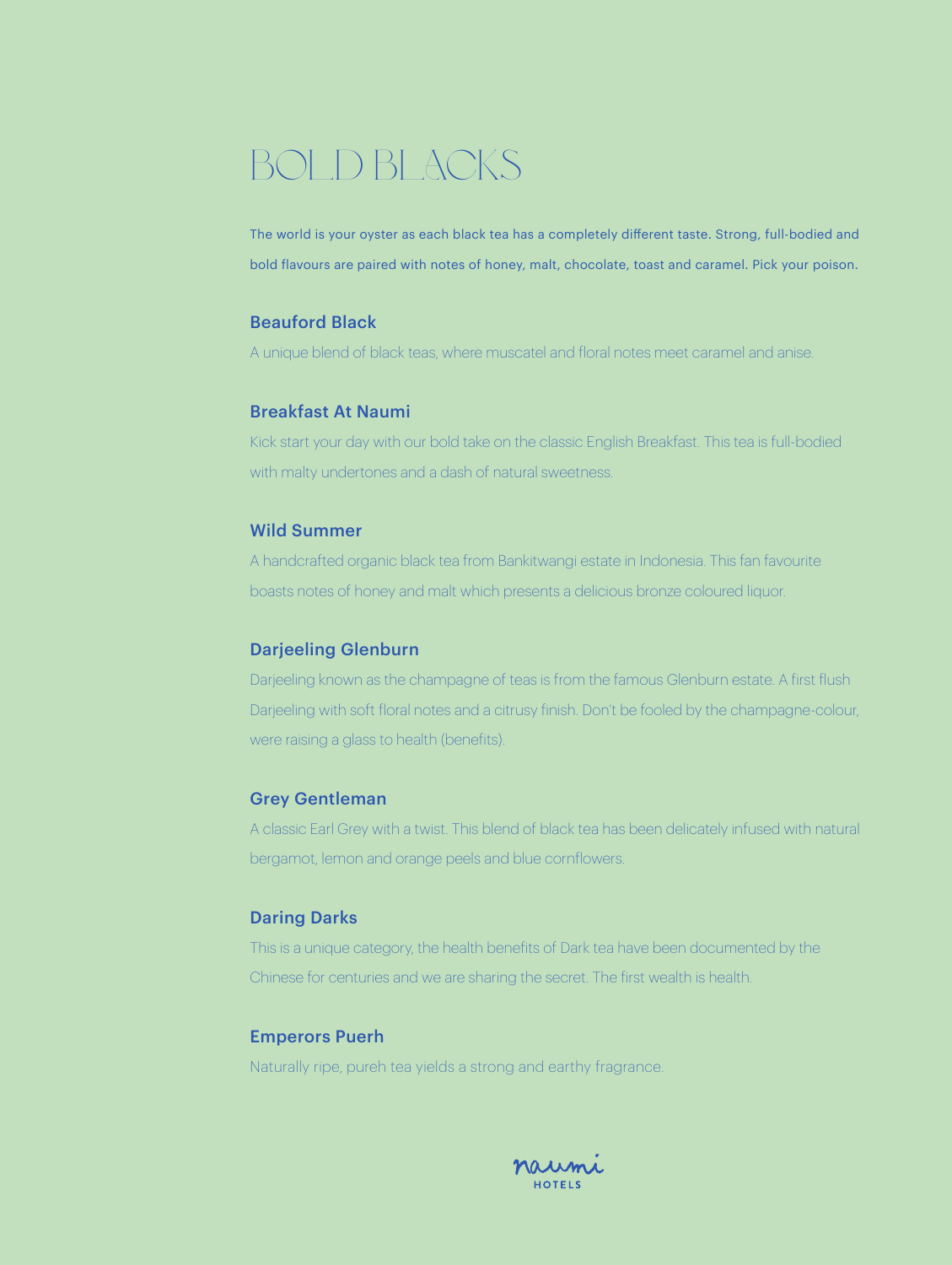# BOLD BLACKS

The world is your oyster as each black tea has a completely different taste. Strong, full-bodied and bold flavours are paired with notes of honey, malt, chocolate, toast and caramel. Pick your poison.

### Beauford Black

A unique blend of black teas, where muscatel and floral notes meet caramel and anise.

### Breakfast At Naumi

Kick start your day with our bold take on the classic English Breakfast. This tea is full-bodied with malty undertones and a dash of natural sweetness.

### Wild Summer

A handcrafted organic black tea from Bankitwangi estate in Indonesia. This fan favourite boasts notes of honey and malt which presents a delicious bronze coloured liquor.

### Darjeeling Glenburn

Darjeeling known as the champagne of teas is from the famous Glenburn estate. A first flush Darjeeling with soft floral notes and a citrusy finish. Don't be fooled by the champagne-colour, were raising a glass to health (benefits).

### Grey Gentleman

A classic Earl Grey with a twist. This blend of black tea has been delicately infused with natural bergamot, lemon and orange peels and blue cornflowers.

### Daring Darks

This is a unique category, the health benefits of Dark tea have been documented by the Chinese for centuries and we are sharing the secret. The first wealth is health.

### Emperors Puerh

Naturally ripe, pureh tea yields a strong and earthy fragrance.

naumi HOTELS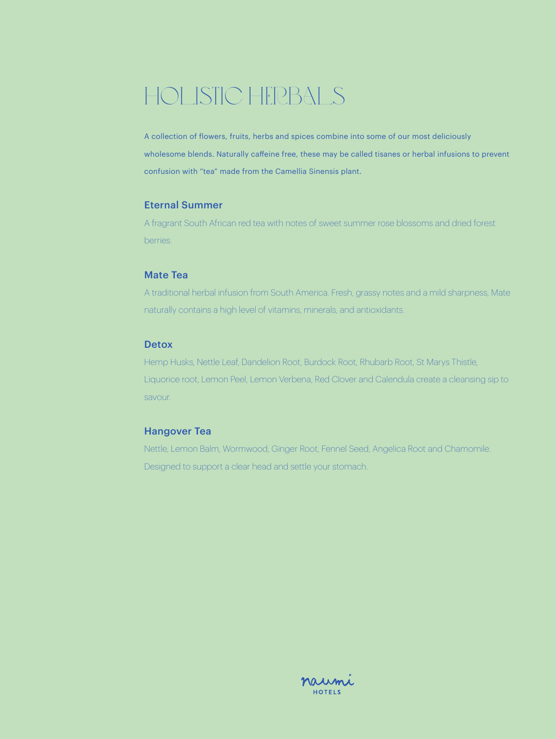# HOLISTIC HERBALS

A collection of flowers, fruits, herbs and spices combine into some of our most deliciously wholesome blends. Naturally caffeine free, these may be called tisanes or herbal infusions to prevent confusion with "tea" made from the Camellia Sinensis plant.

## Eternal Summer

A fragrant South African red tea with notes of sweet summer rose blossoms and dried forest berries.

## Mate Tea

A traditional herbal infusion from South America. Fresh, grassy notes and a mild sharpness, Mate naturally contains a high level of vitamins, minerals, and antioxidants.

## Detox

Hemp Husks, Nettle Leaf, Dandelion Root, Burdock Root, Rhubarb Root, St Marys Thistle, Liquorice root, Lemon Peel, Lemon Verbena, Red Clover and Calendula create a cleansing sip to savour.

## Hangover Tea

Nettle, Lemon Balm, Wormwood, Ginger Root, Fennel Seed, Angelica Root and Chamomile. Designed to support a clear head and settle your stomach.

naumi HOTELS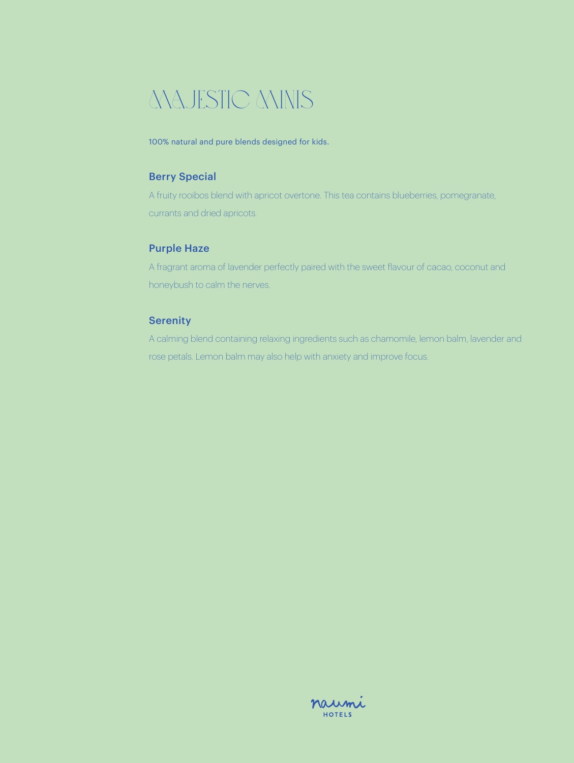# MAJESTIC MINIS

100% natural and pure blends designed for kids.

## Berry Special

A fruity rooibos blend with apricot overtone. This tea contains blueberries, pomegranate, currants and dried apricots.

## Purple Haze

A fragrant aroma of lavender perfectly paired with the sweet flavour of cacao, coconut and honeybush to calm the nerves.

## Serenity

A calming blend containing relaxing ingredients such as chamomile, lemon balm, lavender and rose petals. Lemon balm may also help with anxiety and improve focus.

naumi
HOTELS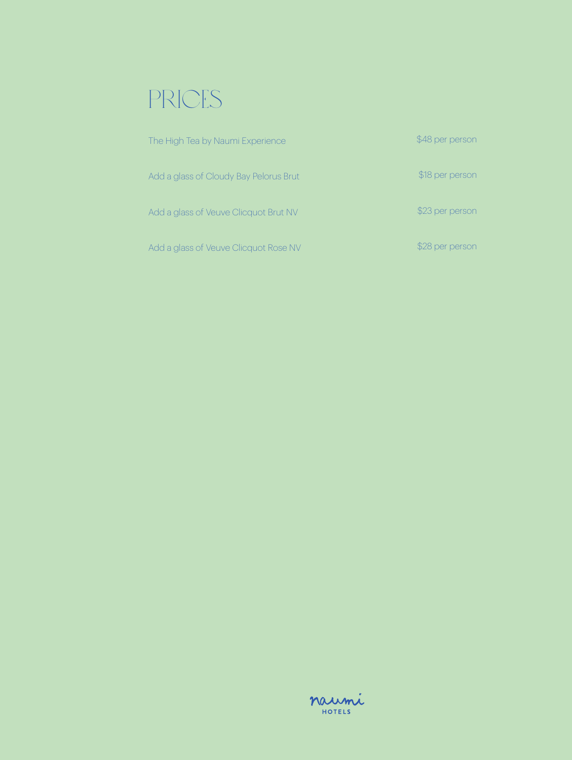# PRICES

| | |
|---|---|
| The High Tea by Naumi Experience | $48 per person |
| Add a glass of Cloudy Bay Pelorus Brut | $18 per person |
| Add a glass of Veuve Clicquot Brut NV | $23 per person |
| Add a glass of Veuve Clicquot Rose NV | $28 per person |

naumi HOTELS